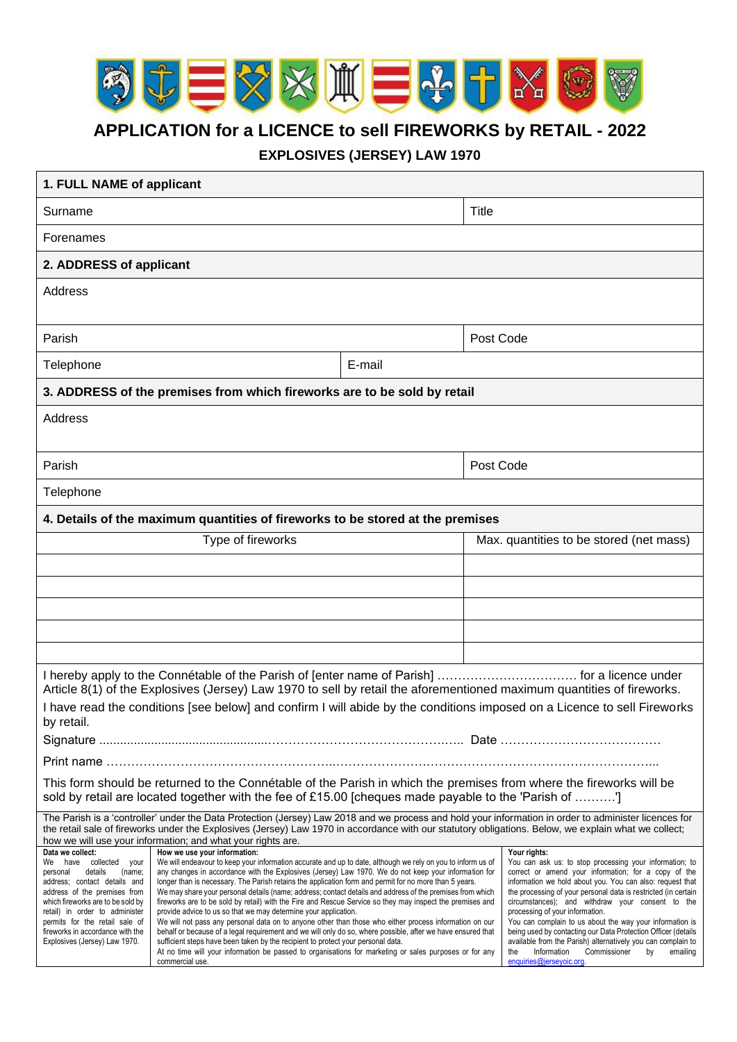# APPLICATION for a LICENCE to sell FIREWORKS by RETAIL - 2022

## EXPLOSIVES (JERSEY) LAW 1970

**1. FULL NAME of applicant**

| Surname | Title |
|---|---|
| Forenames | |

**2. ADDRESS of applicant**

| Address | | |
|---|---|---|
| Parish | | Post Code |
| Telephone | E-mail | |

**3. ADDRESS of the premises from which fireworks are to be sold by retail**

| Address | |
|---|---|
| Parish | Post Code |
| Telephone | |

**4. Details of the maximum quantities of fireworks to be stored at the premises**

| Type of fireworks | Max. quantities to be stored (net mass) |
|---|---|
| | |
| | |
| | |
| | |
| | |

I hereby apply to the Connétable of the Parish of [enter name of Parish] ……………………………. for a licence under Article 8(1) of the Explosives (Jersey) Law 1970 to sell by retail the aforementioned maximum quantities of fireworks.

I have read the conditions [see below] and confirm I will abide by the conditions imposed on a Licence to sell Fireworks by retail.

Signature ………………………………………………………………………………… Date …………………………………

Print name ……………………………………………………………………………………………………………………………...

This form should be returned to the Connétable of the Parish in which the premises from where the fireworks will be sold by retail are located together with the fee of £15.00 [cheques made payable to the 'Parish of ……….']

The Parish is a 'controller' under the Data Protection (Jersey) Law 2018 and we process and hold your information in order to administer licences for the retail sale of fireworks under the Explosives (Jersey) Law 1970 in accordance with our statutory obligations. Below, we explain what we collect; how we will use your information; and what your rights are.

**Data we collect:**
We have collected your personal details (name; address; contact details and address of the premises from which fireworks are to be sold by retail) in order to administer permits for the retail sale of fireworks in accordance with the Explosives (Jersey) Law 1970.

**How we use your information:**
We will endeavour to keep your information accurate and up to date, although we rely on you to inform us of any changes in accordance with the Explosives (Jersey) Law 1970. We do not keep your information for longer than is necessary. The Parish retains the application form and permit for no more than 5 years.
We may share your personal details (name; address; contact details and address of the premises from which fireworks are to be sold by retail) with the Fire and Rescue Service so they may inspect the premises and provide advice to us so that we may determine your application.
We will not pass any personal data on to anyone other than those who either process information on our behalf or because of a legal requirement and we will only do so, where possible, after we have ensured that sufficient steps have been taken by the recipient to protect your personal data.
At no time will your information be passed to organisations for marketing or sales purposes or for any commercial use.

**Your rights:**
You can ask us: to stop processing your information; to correct or amend your information; for a copy of the information we hold about you. You can also: request that the processing of your personal data is restricted (in certain circumstances); and withdraw your consent to the processing of your information.
You can complain to us about the way your information is being used by contacting our Data Protection Officer (details available from the Parish) alternatively you can complain to the Information Commissioner by emailing enquiries@jerseyoic.org.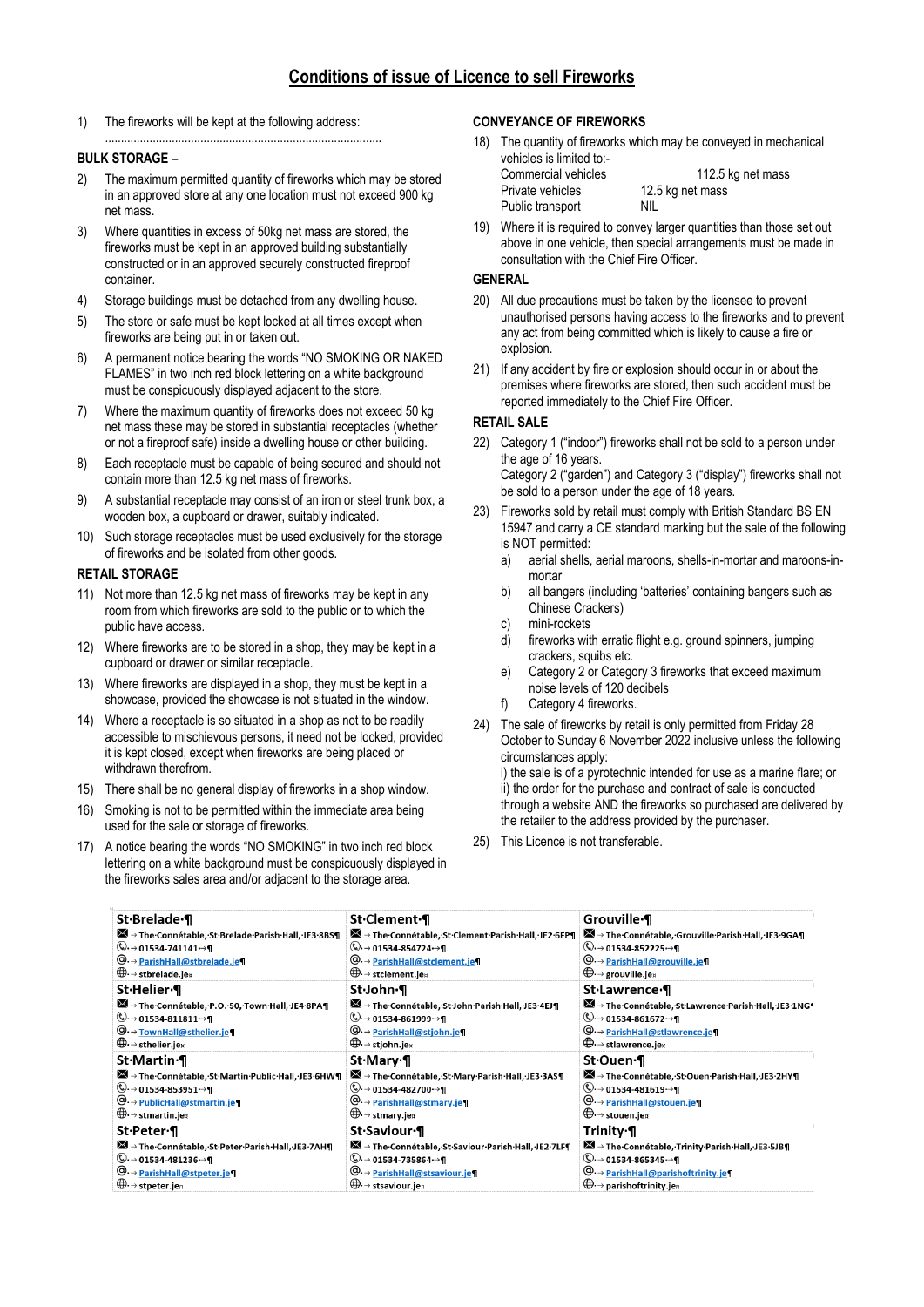# Conditions of issue of Licence to sell Fireworks

1) The fireworks will be kept at the following address: ......................................................................................

## BULK STORAGE –

2) The maximum permitted quantity of fireworks which may be stored in an approved store at any one location must not exceed 900 kg net mass.

3) Where quantities in excess of 50kg net mass are stored, the fireworks must be kept in an approved building substantially constructed or in an approved securely constructed fireproof container.

4) Storage buildings must be detached from any dwelling house.

5) The store or safe must be kept locked at all times except when fireworks are being put in or taken out.

6) A permanent notice bearing the words "NO SMOKING OR NAKED FLAMES" in two inch red block lettering on a white background must be conspicuously displayed adjacent to the store.

7) Where the maximum quantity of fireworks does not exceed 50 kg net mass these may be stored in substantial receptacles (whether or not a fireproof safe) inside a dwelling house or other building.

8) Each receptacle must be capable of being secured and should not contain more than 12.5 kg net mass of fireworks.

9) A substantial receptacle may consist of an iron or steel trunk box, a wooden box, a cupboard or drawer, suitably indicated.

10) Such storage receptacles must be used exclusively for the storage of fireworks and be isolated from other goods.

## RETAIL STORAGE

11) Not more than 12.5 kg net mass of fireworks may be kept in any room from which fireworks are sold to the public or to which the public have access.

12) Where fireworks are to be stored in a shop, they may be kept in a cupboard or drawer or similar receptacle.

13) Where fireworks are displayed in a shop, they must be kept in a showcase, provided the showcase is not situated in the window.

14) Where a receptacle is so situated in a shop as not to be readily accessible to mischievous persons, it need not be locked, provided it is kept closed, except when fireworks are being placed or withdrawn therefrom.

15) There shall be no general display of fireworks in a shop window.

16) Smoking is not to be permitted within the immediate area being used for the sale or storage of fireworks.

17) A notice bearing the words "NO SMOKING" in two inch red block lettering on a white background must be conspicuously displayed in the fireworks sales area and/or adjacent to the storage area.

## CONVEYANCE OF FIREWORKS

18) The quantity of fireworks which may be conveyed in mechanical vehicles is limited to:-

| | |
|---|---|
| Commercial vehicles | 112.5 kg net mass |
| Private vehicles | 12.5 kg net mass |
| Public transport | NIL |

19) Where it is required to convey larger quantities than those set out above in one vehicle, then special arrangements must be made in consultation with the Chief Fire Officer.

## GENERAL

20) All due precautions must be taken by the licensee to prevent unauthorised persons having access to the fireworks and to prevent any act from being committed which is likely to cause a fire or explosion.

21) If any accident by fire or explosion should occur in or about the premises where fireworks are stored, then such accident must be reported immediately to the Chief Fire Officer.

## RETAIL SALE

22) Category 1 ("indoor") fireworks shall not be sold to a person under the age of 16 years.
Category 2 ("garden") and Category 3 ("display") fireworks shall not be sold to a person under the age of 18 years.

23) Fireworks sold by retail must comply with British Standard BS EN 15947 and carry a CE standard marking but the sale of the following is NOT permitted:
   a) aerial shells, aerial maroons, shells-in-mortar and maroons-in-mortar
   b) all bangers (including 'batteries' containing bangers such as Chinese Crackers)
   c) mini-rockets
   d) fireworks with erratic flight e.g. ground spinners, jumping crackers, squibs etc.
   e) Category 2 or Category 3 fireworks that exceed maximum noise levels of 120 decibels
   f) Category 4 fireworks.

24) The sale of fireworks by retail is only permitted from Friday 28 October to Sunday 6 November 2022 inclusive unless the following circumstances apply:
i) the sale is of a pyrotechnic intended for use as a marine flare; or
ii) the order for the purchase and contract of sale is conducted through a website AND the fireworks so purchased are delivered by the retailer to the address provided by the purchaser.

25) This Licence is not transferable.

| | | |
|---|---|---|
| **St Brelade**<br>The Connétable, St Brelade Parish Hall, JE3 8BS<br>01534 741141<br>ParishHall@stbrelade.je<br>stbrelade.je | **St Clement**<br>The Connétable, St Clement Parish Hall, JE2 6FP<br>01534 854724<br>ParishHall@stclement.je<br>stclement.je | **Grouville**<br>The Connétable, Grouville Parish Hall, JE3 9GA<br>01534 852225<br>ParishHall@grouville.je<br>grouville.je |
| **St Helier**<br>The Connétable, P.O. 50, Town Hall, JE4 8PA<br>01534 811811<br>TownHall@sthelier.je<br>sthelier.je | **St John**<br>The Connétable, St John Parish Hall, JE3 4EJ<br>01534 861999<br>ParishHall@stjohn.je<br>stjohn.je | **St Lawrence**<br>The Connétable, St Lawrence Parish Hall, JE3 1NG<br>01534 861672<br>ParishHall@stlawrence.je<br>stlawrence.je |
| **St Martin**<br>The Connétable, St Martin Public Hall, JE3 6HW<br>01534 853951<br>PublicHall@stmartin.je<br>stmartin.je | **St Mary**<br>The Connétable, St Mary Parish Hall, JE3 3AS<br>01534 482700<br>ParishHall@stmary.je<br>stmary.je | **St Ouen**<br>The Connétable, St Ouen Parish Hall, JE3 2HY<br>01534 481619<br>ParishHall@stouen.je<br>stouen.je |
| **St Peter**<br>The Connétable, St Peter Parish Hall, JE3 7AH<br>01534 481236<br>ParishHall@stpeter.je<br>stpeter.je | **St Saviour**<br>The Connétable, St Saviour Parish Hall, JE2 7LF<br>01534 735864<br>ParishHall@stsaviour.je<br>stsaviour.je | **Trinity**<br>The Connétable, Trinity Parish Hall, JE3 5JB<br>01534 865345<br>ParishHall@parishoftrinity.je<br>parishoftrinity.je |